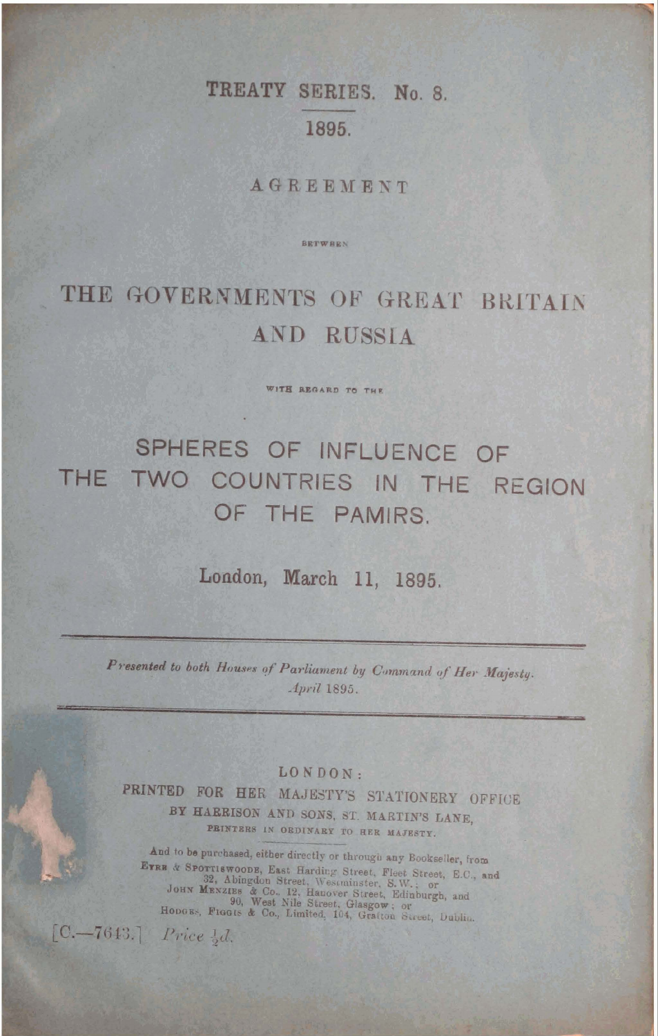TREATY SERIES. No. 8.

1895.

AGREEMENT

BETWEEN

# THE GOVERNMENTS OF GREAT BRITAIN AND RUSSIA

WITH REGARD TO THE

# SPHERES OF INFLUENCE OF THE TWO COUNTRIES IN THE REGION OF THE PAMIRS.

London, March 11, 1895.

---

*Presented to both Houses of Parliament by Command of Her Majesty. April 1895.*

---

LONDON:
PRINTED FOR HER MAJESTY'S STATIONERY OFFICE
BY HARRISON AND SONS, ST. MARTIN'S LANE,
PRINTERS IN ORDINARY TO HER MAJESTY.

And to be purchased, either directly or through any Bookseller, from
EYRE & SPOTTISWOODE, East Harding Street, Fleet Street, E.C., and
32, Abingdon Street, Westminster, S.W.; or
JOHN MENZIES & Co., 12, Hanover Street, Edinburgh, and
90, West Nile Street, Glasgow; or
HODGES, FIGGIS & Co., Limited, 104, Grafton Street, Dublin.

[C.—7643.] *Price ½d.*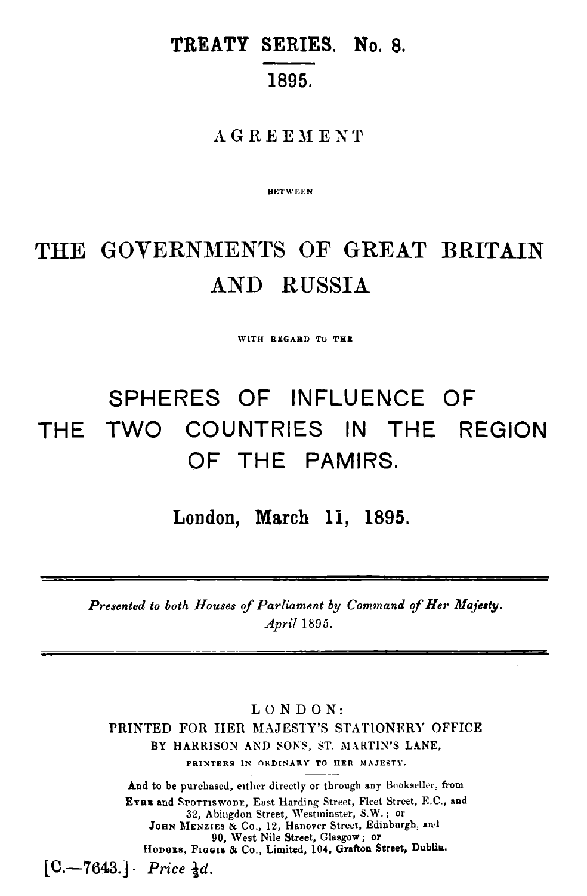# TREATY SERIES. No. 8.

## 1895.

AGREEMENT

BETWEEN

# THE GOVERNMENTS OF GREAT BRITAIN AND RUSSIA

WITH REGARD TO THE

# SPHERES OF INFLUENCE OF THE TWO COUNTRIES IN THE REGION OF THE PAMIRS.

**London, March 11, 1895.**

---

*Presented to both Houses of Parliament by Command of Her Majesty.*
*April 1895.*

---

LONDON:
PRINTED FOR HER MAJESTY'S STATIONERY OFFICE
BY HARRISON AND SONS, ST. MARTIN'S LANE,
PRINTERS IN ORDINARY TO HER MAJESTY.

And to be purchased, either directly or through any Bookseller, from
EYRE and SPOTTISWODE, East Harding Street, Fleet Street, E.C., and
32, Abingdon Street, Westminster, S.W.; or
JOHN MENZIES & Co., 12, Hanover Street, Edinburgh, and
90, West Nile Street, Glasgow; or
HODGES, FIGGIS & Co., Limited, 104, Grafton Street, Dublin.

[C.—7643.] *Price ½d.*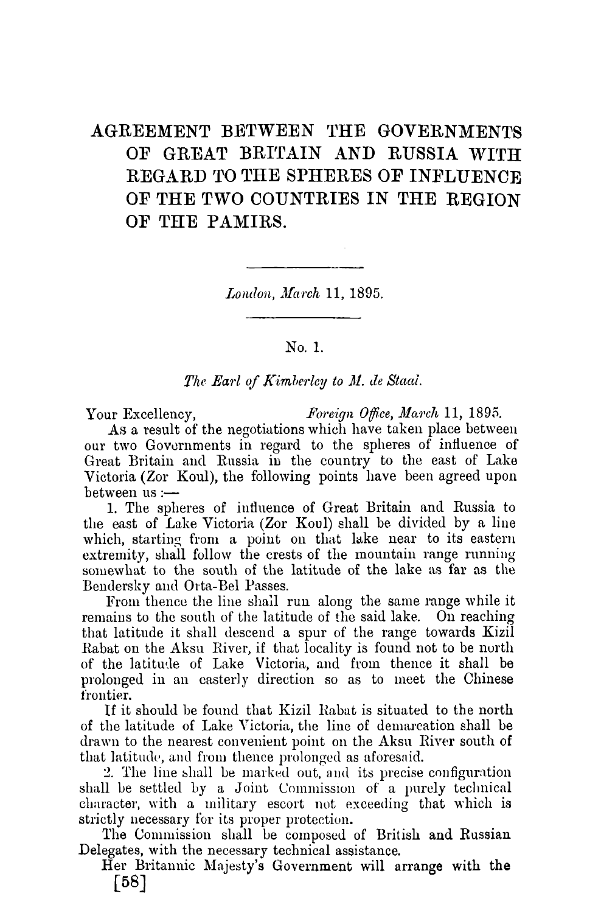# AGREEMENT BETWEEN THE GOVERNMENTS OF GREAT BRITAIN AND RUSSIA WITH REGARD TO THE SPHERES OF INFLUENCE OF THE TWO COUNTRIES IN THE REGION OF THE PAMIRS.

*London, March* 11, 1895.

No. 1.

*The Earl of Kimberley to M. de Staal.*

Your Excellency, *Foreign Office, March* 11, 1895.

As a result of the negotiations which have taken place between our two Governments in regard to the spheres of influence of Great Britain and Russia in the country to the east of Lake Victoria (Zor Koul), the following points have been agreed upon between us:—

1. The spheres of influence of Great Britain and Russia to the east of Lake Victoria (Zor Koul) shall be divided by a line which, starting from a point on that lake near to its eastern extremity, shall follow the crests of the mountain range running somewhat to the south of the latitude of the lake as far as the Bendersky and Orta-Bel Passes.

From thence the line shall run along the same range while it remains to the south of the latitude of the said lake. On reaching that latitude it shall descend a spur of the range towards Kizil Rabat on the Aksu River, if that locality is found not to be north of the latitude of Lake Victoria, and from thence it shall be prolonged in an easterly direction so as to meet the Chinese frontier.

If it should be found that Kizil Rabat is situated to the north of the latitude of Lake Victoria, the line of demarcation shall be drawn to the nearest convenient point on the Aksu River south of that latitude, and from thence prolonged as aforesaid.

2. The line shall be marked out, and its precise configuration shall be settled by a Joint Commission of a purely technical character, with a military escort not exceeding that which is strictly necessary for its proper protection.

The Commission shall be composed of British and Russian Delegates, with the necessary technical assistance.

Her Britannic Majesty's Government will arrange with the

[58]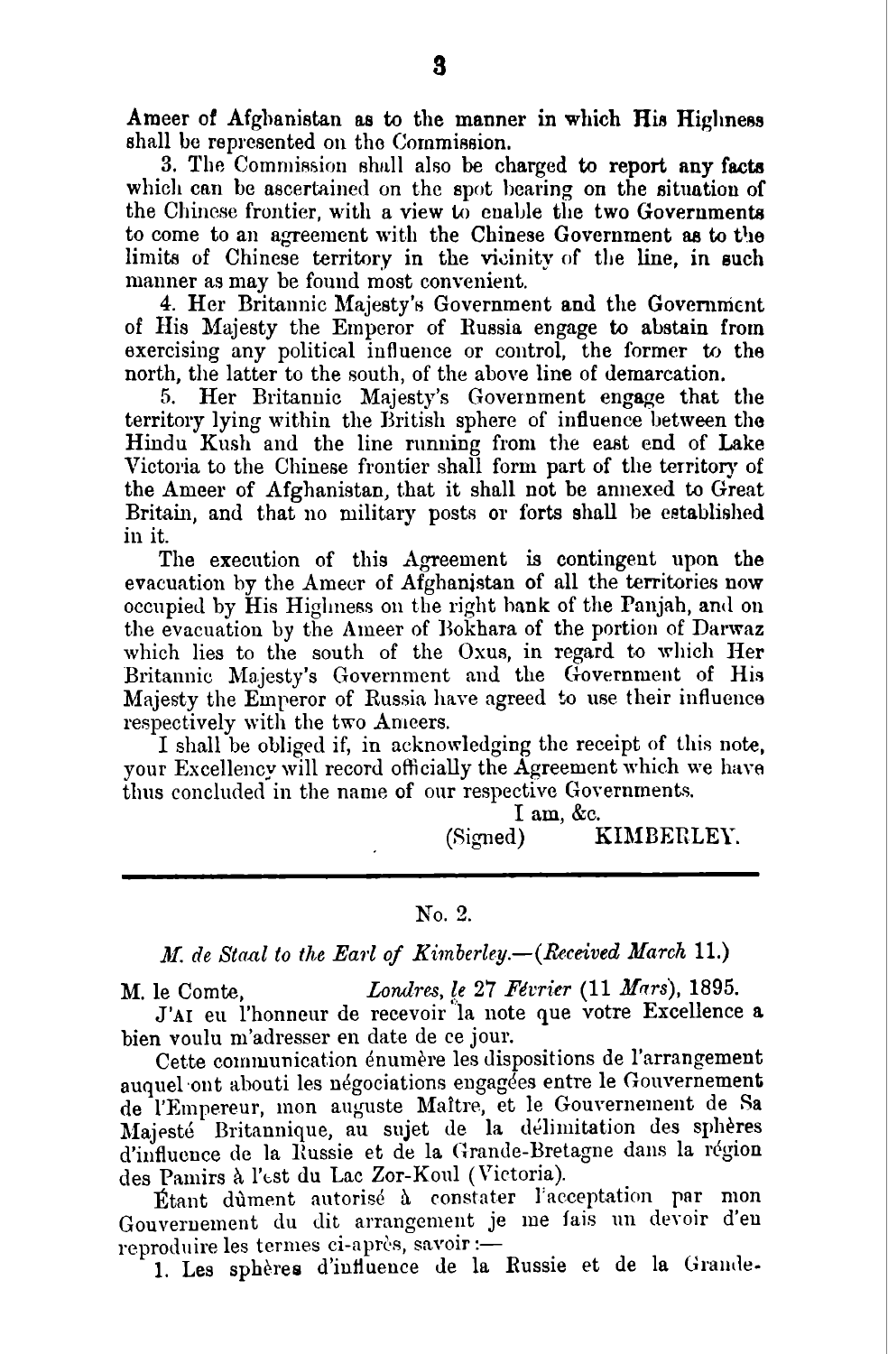Ameer of Afghanistan as to the manner in which His Highness shall be represented on the Commission.

3. The Commission shall also be charged to report any facts which can be ascertained on the spot bearing on the situation of the Chinese frontier, with a view to enable the two Governments to come to an agreement with the Chinese Government as to the limits of Chinese territory in the vicinity of the line, in such manner as may be found most convenient.

4. Her Britannic Majesty's Government and the Government of His Majesty the Emperor of Russia engage to abstain from exercising any political influence or control, the former to the north, the latter to the south, of the above line of demarcation.

5. Her Britannic Majesty's Government engage that the territory lying within the British sphere of influence between the Hindu Kush and the line running from the east end of Lake Victoria to the Chinese frontier shall form part of the territory of the Ameer of Afghanistan, that it shall not be annexed to Great Britain, and that no military posts or forts shall be established in it.

The execution of this Agreement is contingent upon the evacuation by the Ameer of Afghanistan of all the territories now occupied by His Highness on the right bank of the Panjah, and on the evacuation by the Ameer of Bokhara of the portion of Darwaz which lies to the south of the Oxus, in regard to which Her Britannic Majesty's Government and the Government of His Majesty the Emperor of Russia have agreed to use their influence respectively with the two Ameers.

I shall be obliged if, in acknowledging the receipt of this note, your Excellency will record officially the Agreement which we have thus concluded in the name of our respective Governments.

I am, &c.
(Signed) KIMBERLEY.

---

No. 2.

*M. de Staal to the Earl of Kimberley.—(Received March 11.)*

M. le Comte, *Londres, le 27 Février (11 Mars)*, 1895.

J'AI eu l'honneur de recevoir la note que votre Excellence a bien voulu m'adresser en date de ce jour.

Cette communication énumère les dispositions de l'arrangement auquel ont abouti les négociations engagées entre le Gouvernement de l'Empereur, mon auguste Maître, et le Gouvernement de Sa Majesté Britannique, au sujet de la délimitation des sphères d'influence de la Russie et de la Grande-Bretagne dans la région des Pamirs à l'est du Lac Zor-Koul (Victoria).

Étant dûment autorisé à constater l'acceptation par mon Gouvernement du dit arrangement je me fais un devoir d'en reproduire les termes ci-après, savoir :—

1. Les sphères d'influence de la Russie et de la Grande-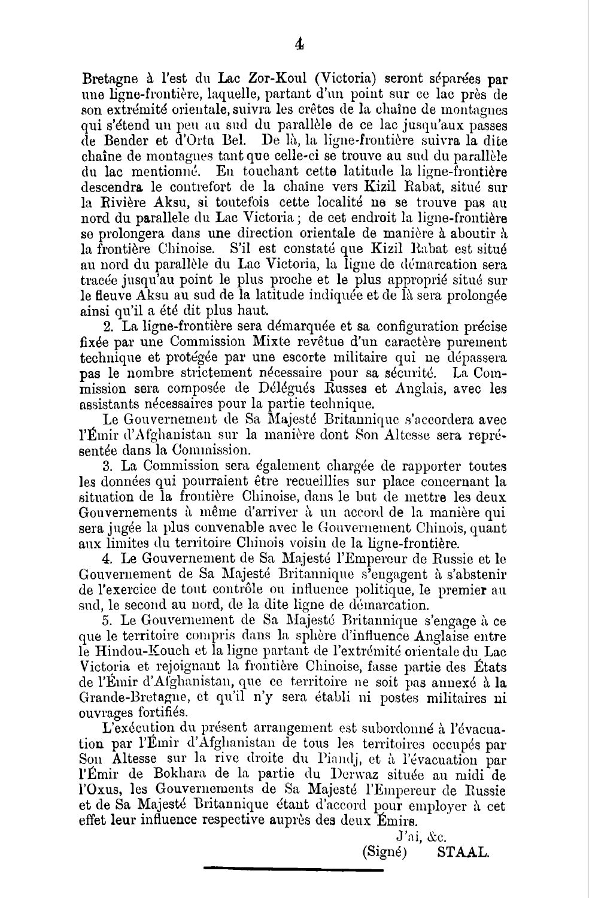Bretagne à l'est du Lac Zor-Koul (Victoria) seront séparées par une ligne-frontière, laquelle, partant d'un point sur ce lac près de son extrémité orientale, suivra les crêtes de la chaîne de montagnes qui s'étend un peu au sud du parallèle de ce lac jusqu'aux passes de Bender et d'Orta Bel. De là, la ligne-frontière suivra la dite chaîne de montagnes tant que celle-ci se trouve au sud du parallèle du lac mentionné. En touchant cette latitude la ligne-frontière descendra le contrefort de la chaîne vers Kizil Rabat, situé sur la Rivière Aksu, si toutefois cette localité ne se trouve pas au nord du parallele du Lac Victoria ; de cet endroit la ligne-frontière se prolongera dans une direction orientale de manière à aboutir à la frontière Chinoise. S'il est constaté que Kizil Rabat est situé au nord du parallèle du Lac Victoria, la ligne de démarcation sera tracée jusqu'au point le plus proche et le plus approprié situé sur le fleuve Aksu au sud de la latitude indiquée et de là sera prolongée ainsi qu'il a été dit plus haut.

2. La ligne-frontière sera démarquée et sa configuration précise fixée par une Commission Mixte revêtue d'un caractère purement technique et protégée par une escorte militaire qui ne dépassera pas le nombre strictement nécessaire pour sa sécurité. La Commission sera composée de Délégués Russes et Anglais, avec les assistants nécessaires pour la partie technique.

Le Gouvernement de Sa Majesté Britannique s'accordera avec l'Émir d'Afghanistan sur la manière dont Son Altesse sera représentée dans la Commission.

3. La Commission sera également chargée de rapporter toutes les données qui pourraient être recueillies sur place concernant la situation de la frontière Chinoise, dans le but de mettre les deux Gouvernements à même d'arriver à un accord de la manière qui sera jugée la plus convenable avec le Gouvernement Chinois, quant aux limites du territoire Chinois voisin de la ligne-frontière.

4. Le Gouvernement de Sa Majesté l'Empereur de Russie et le Gouvernement de Sa Majesté Britannique s'engagent à s'abstenir de l'exercice de tout contrôle ou influence politique, le premier au sud, le second au nord, de la dite ligne de démarcation.

5. Le Gouvernement de Sa Majesté Britannique s'engage à ce que le territoire compris dans la sphère d'influence Anglaise entre le Hindou-Kouch et la ligne partant de l'extrémité orientale du Lac Victoria et rejoignant la frontière Chinoise, fasse partie des États de l'Émir d'Afghanistan, que ce territoire ne soit pas annexé à la Grande-Bretagne, et qu'il n'y sera établi ni postes militaires ni ouvrages fortifiés.

L'exécution du présent arrangement est subordonné à l'évacuation par l'Émir d'Afghanistan de tous les territoires occupés par Son Altesse sur la rive droite du Piandj, et à l'évacuation par l'Émir de Bokhara de la partie du Derwaz située au midi de l'Oxus, les Gouvernements de Sa Majesté l'Empereur de Russie et de Sa Majesté Britannique étant d'accord pour employer à cet effet leur influence respective auprès des deux Émirs.

J'ai, &c.

(Signé) STAAL.